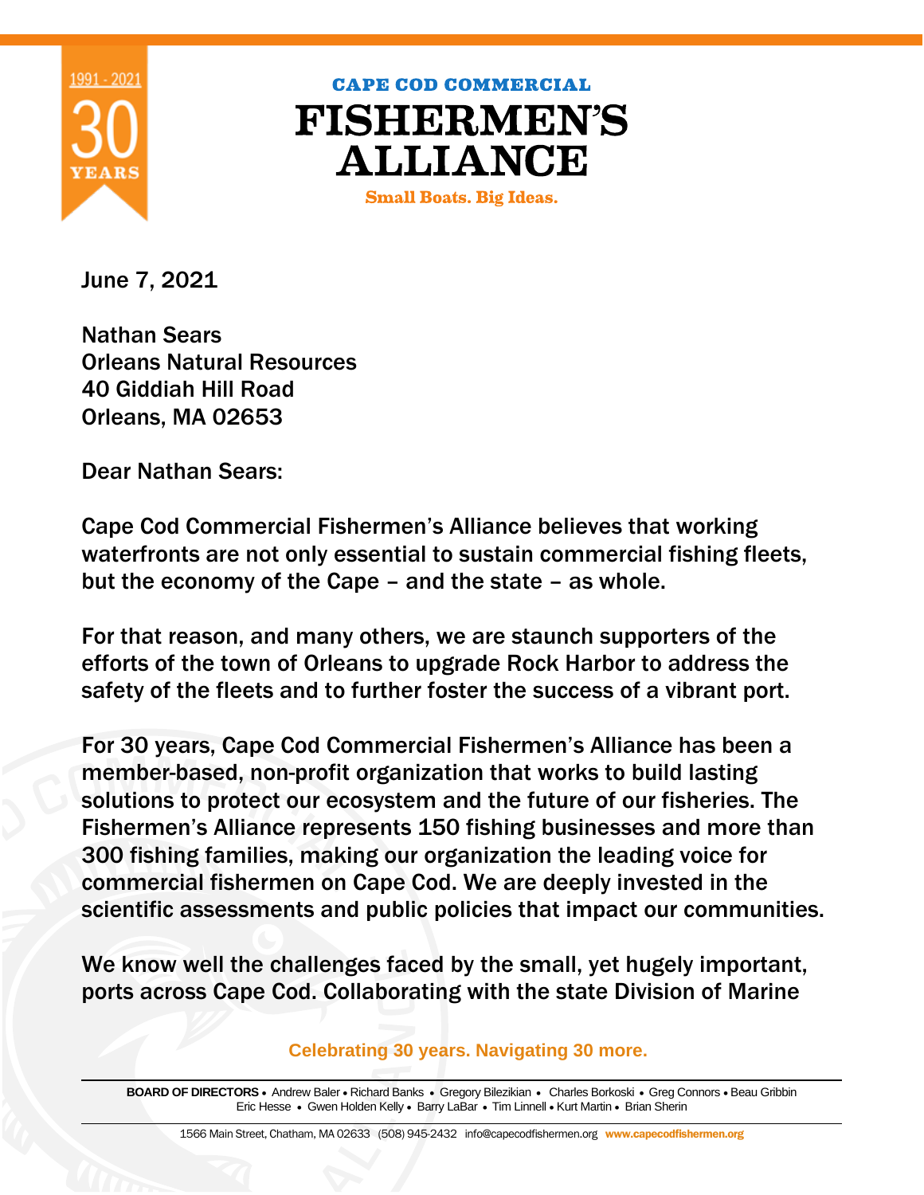# CAPE COD COMMERCIAL FISHERMEN'S ALLIANCE

**Small Boats. Big Ideas.**

1991 - 2021 30 YEARS

June 7, 2021

Nathan Sears
Orleans Natural Resources
40 Giddiah Hill Road
Orleans, MA 02653

Dear Nathan Sears:

Cape Cod Commercial Fishermen's Alliance believes that working waterfronts are not only essential to sustain commercial fishing fleets, but the economy of the Cape – and the state – as whole.

For that reason, and many others, we are staunch supporters of the efforts of the town of Orleans to upgrade Rock Harbor to address the safety of the fleets and to further foster the success of a vibrant port.

For 30 years, Cape Cod Commercial Fishermen's Alliance has been a member-based, non-profit organization that works to build lasting solutions to protect our ecosystem and the future of our fisheries. The Fishermen's Alliance represents 150 fishing businesses and more than 300 fishing families, making our organization the leading voice for commercial fishermen on Cape Cod. We are deeply invested in the scientific assessments and public policies that impact our communities.

We know well the challenges faced by the small, yet hugely important, ports across Cape Cod. Collaborating with the state Division of Marine

**Celebrating 30 years. Navigating 30 more.**

**BOARD OF DIRECTORS** • Andrew Baler • Richard Banks • Gregory Bilezikian • Charles Borkoski • Greg Connors • Beau Gribbin • Eric Hesse • Gwen Holden Kelly • Barry LaBar • Tim Linnell • Kurt Martin • Brian Sherin

1566 Main Street, Chatham, MA 02633 (508) 945-2432 info@capecodfishermen.org www.capecodfishermen.org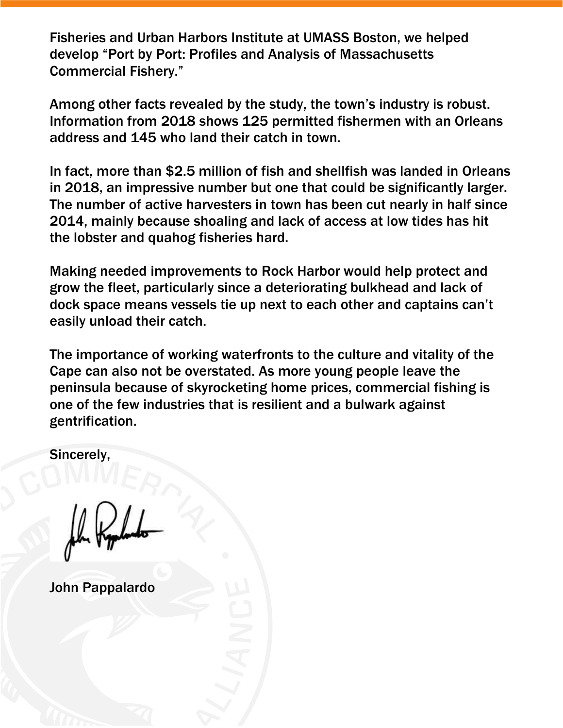Fisheries and Urban Harbors Institute at UMASS Boston, we helped develop “Port by Port: Profiles and Analysis of Massachusetts Commercial Fishery.”

Among other facts revealed by the study, the town’s industry is robust. Information from 2018 shows 125 permitted fishermen with an Orleans address and 145 who land their catch in town.

In fact, more than $2.5 million of fish and shellfish was landed in Orleans in 2018, an impressive number but one that could be significantly larger. The number of active harvesters in town has been cut nearly in half since 2014, mainly because shoaling and lack of access at low tides has hit the lobster and quahog fisheries hard.

Making needed improvements to Rock Harbor would help protect and grow the fleet, particularly since a deteriorating bulkhead and lack of dock space means vessels tie up next to each other and captains can’t easily unload their catch.

The importance of working waterfronts to the culture and vitality of the Cape can also not be overstated. As more young people leave the peninsula because of skyrocketing home prices, commercial fishing is one of the few industries that is resilient and a bulwark against gentrification.

Sincerely,

John Pappalardo